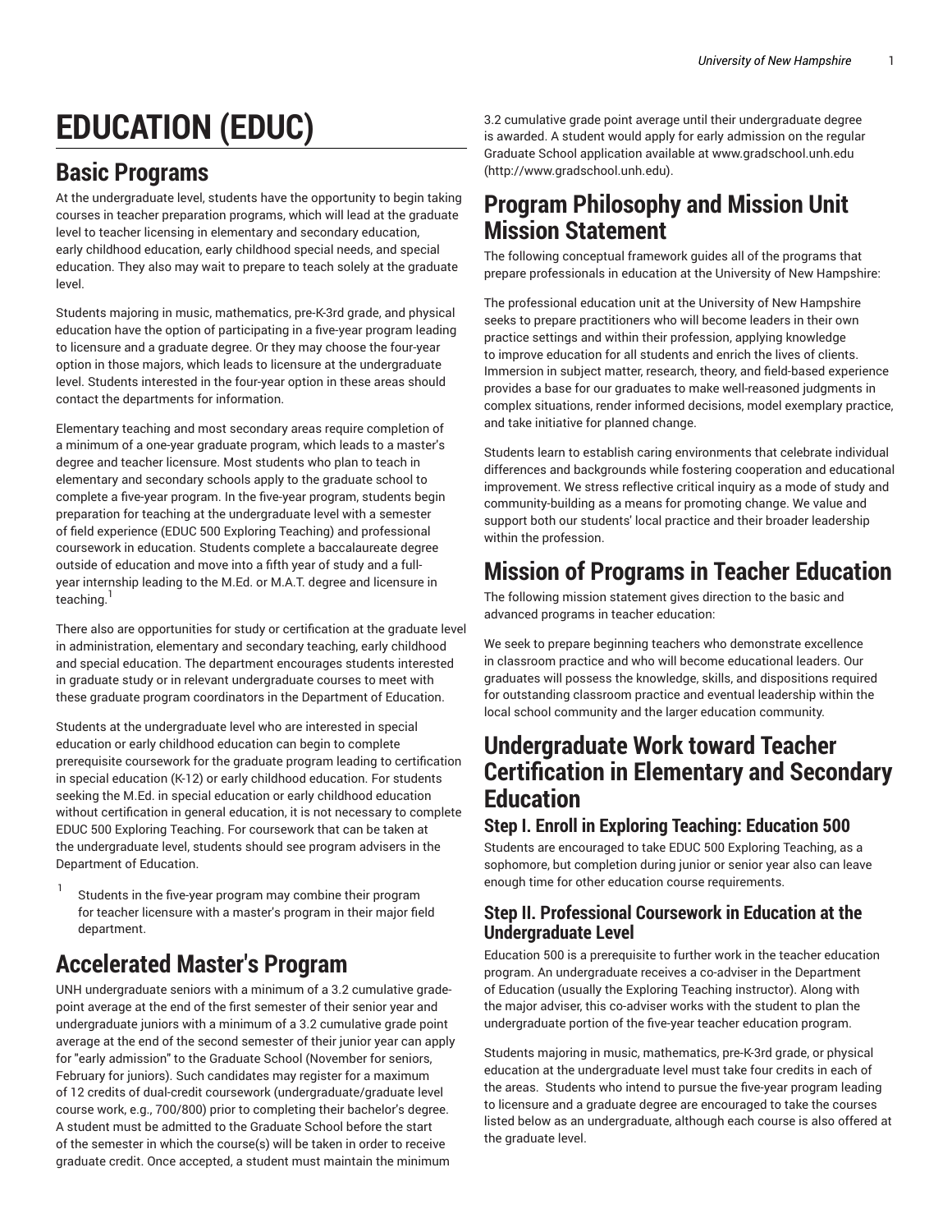# EDUCATION (EDUC)

## Basic Programs

At the undergraduate level, students have the opportunity to begin taking courses in teacher preparation programs, which will lead at the graduate level to teacher licensing in elementary and secondary education, early childhood education, early childhood special needs, and special education. They also may wait to prepare to teach solely at the graduate level.

Students majoring in music, mathematics, pre-K-3rd grade, and physical education have the option of participating in a five-year program leading to licensure and a graduate degree. Or they may choose the four-year option in those majors, which leads to licensure at the undergraduate level. Students interested in the four-year option in these areas should contact the departments for information.

Elementary teaching and most secondary areas require completion of a minimum of a one-year graduate program, which leads to a master's degree and teacher licensure. Most students who plan to teach in elementary and secondary schools apply to the graduate school to complete a five-year program. In the five-year program, students begin preparation for teaching at the undergraduate level with a semester of field experience (EDUC 500 Exploring Teaching) and professional coursework in education. Students complete a baccalaureate degree outside of education and move into a fifth year of study and a full-year internship leading to the M.Ed. or M.A.T. degree and licensure in teaching.[1]

There also are opportunities for study or certification at the graduate level in administration, elementary and secondary teaching, early childhood and special education. The department encourages students interested in graduate study or in relevant undergraduate courses to meet with these graduate program coordinators in the Department of Education.

Students at the undergraduate level who are interested in special education or early childhood education can begin to complete prerequisite coursework for the graduate program leading to certification in special education (K-12) or early childhood education. For students seeking the M.Ed. in special education or early childhood education without certification in general education, it is not necessary to complete EDUC 500 Exploring Teaching. For coursework that can be taken at the undergraduate level, students should see program advisers in the Department of Education.

[1] Students in the five-year program may combine their program for teacher licensure with a master's program in their major field department.

## Accelerated Master's Program

UNH undergraduate seniors with a minimum of a 3.2 cumulative grade-point average at the end of the first semester of their senior year and undergraduate juniors with a minimum of a 3.2 cumulative grade point average at the end of the second semester of their junior year can apply for "early admission" to the Graduate School (November for seniors, February for juniors). Such candidates may register for a maximum of 12 credits of dual-credit coursework (undergraduate/graduate level course work, e.g., 700/800) prior to completing their bachelor's degree. A student must be admitted to the Graduate School before the start of the semester in which the course(s) will be taken in order to receive graduate credit. Once accepted, a student must maintain the minimum 3.2 cumulative grade point average until their undergraduate degree is awarded. A student would apply for early admission on the regular Graduate School application available at www.gradschool.unh.edu (http://www.gradschool.unh.edu).

## Program Philosophy and Mission Unit Mission Statement

The following conceptual framework guides all of the programs that prepare professionals in education at the University of New Hampshire:

The professional education unit at the University of New Hampshire seeks to prepare practitioners who will become leaders in their own practice settings and within their profession, applying knowledge to improve education for all students and enrich the lives of clients. Immersion in subject matter, research, theory, and field-based experience provides a base for our graduates to make well-reasoned judgments in complex situations, render informed decisions, model exemplary practice, and take initiative for planned change.

Students learn to establish caring environments that celebrate individual differences and backgrounds while fostering cooperation and educational improvement. We stress reflective critical inquiry as a mode of study and community-building as a means for promoting change. We value and support both our students' local practice and their broader leadership within the profession.

## Mission of Programs in Teacher Education

The following mission statement gives direction to the basic and advanced programs in teacher education:

We seek to prepare beginning teachers who demonstrate excellence in classroom practice and who will become educational leaders. Our graduates will possess the knowledge, skills, and dispositions required for outstanding classroom practice and eventual leadership within the local school community and the larger education community.

## Undergraduate Work toward Teacher Certification in Elementary and Secondary Education

### Step I. Enroll in Exploring Teaching: Education 500

Students are encouraged to take EDUC 500 Exploring Teaching, as a sophomore, but completion during junior or senior year also can leave enough time for other education course requirements.

### Step II. Professional Coursework in Education at the Undergraduate Level

Education 500 is a prerequisite to further work in the teacher education program. An undergraduate receives a co-adviser in the Department of Education (usually the Exploring Teaching instructor). Along with the major adviser, this co-adviser works with the student to plan the undergraduate portion of the five-year teacher education program.

Students majoring in music, mathematics, pre-K-3rd grade, or physical education at the undergraduate level must take four credits in each of the areas. Students who intend to pursue the five-year program leading to licensure and a graduate degree are encouraged to take the courses listed below as an undergraduate, although each course is also offered at the graduate level.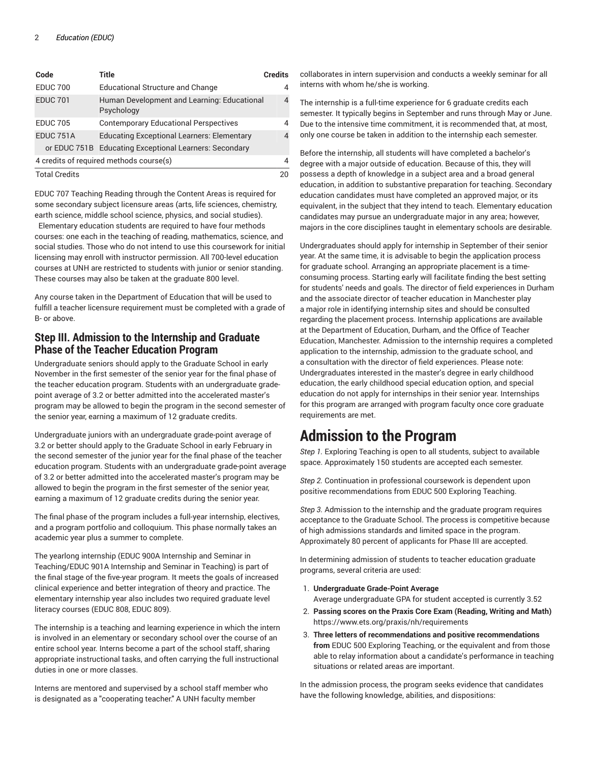| Code | Title | Credits |
| --- | --- | --- |
| EDUC 700 | Educational Structure and Change | 4 |
| EDUC 701 | Human Development and Learning: Educational Psychology | 4 |
| EDUC 705 | Contemporary Educational Perspectives | 4 |
| EDUC 751A | Educating Exceptional Learners: Elementary | 4 |
| or EDUC 751B | Educating Exceptional Learners: Secondary | |
| 4 credits of required methods course(s) | | 4 |
| Total Credits | | 20 |

EDUC 707 Teaching Reading through the Content Areas is required for some secondary subject licensure areas (arts, life sciences, chemistry, earth science, middle school science, physics, and social studies). Elementary education students are required to have four methods courses: one each in the teaching of reading, mathematics, science, and social studies. Those who do not intend to use this coursework for initial licensing may enroll with instructor permission. All 700-level education courses at UNH are restricted to students with junior or senior standing. These courses may also be taken at the graduate 800 level.

Any course taken in the Department of Education that will be used to fulfill a teacher licensure requirement must be completed with a grade of B- or above.

### Step III. Admission to the Internship and Graduate Phase of the Teacher Education Program

Undergraduate seniors should apply to the Graduate School in early November in the first semester of the senior year for the final phase of the teacher education program. Students with an undergraduate grade-point average of 3.2 or better admitted into the accelerated master's program may be allowed to begin the program in the second semester of the senior year, earning a maximum of 12 graduate credits.

Undergraduate juniors with an undergraduate grade-point average of 3.2 or better should apply to the Graduate School in early February in the second semester of the junior year for the final phase of the teacher education program. Students with an undergraduate grade-point average of 3.2 or better admitted into the accelerated master's program may be allowed to begin the program in the first semester of the senior year, earning a maximum of 12 graduate credits during the senior year.

The final phase of the program includes a full-year internship, electives, and a program portfolio and colloquium. This phase normally takes an academic year plus a summer to complete.

The yearlong internship (EDUC 900A Internship and Seminar in Teaching/EDUC 901A Internship and Seminar in Teaching) is part of the final stage of the five-year program. It meets the goals of increased clinical experience and better integration of theory and practice. The elementary internship year also includes two required graduate level literacy courses (EDUC 808, EDUC 809).

The internship is a teaching and learning experience in which the intern is involved in an elementary or secondary school over the course of an entire school year. Interns become a part of the school staff, sharing appropriate instructional tasks, and often carrying the full instructional duties in one or more classes.

Interns are mentored and supervised by a school staff member who is designated as a "cooperating teacher." A UNH faculty member collaborates in intern supervision and conducts a weekly seminar for all interns with whom he/she is working.

The internship is a full-time experience for 6 graduate credits each semester. It typically begins in September and runs through May or June. Due to the intensive time commitment, it is recommended that, at most, only one course be taken in addition to the internship each semester.

Before the internship, all students will have completed a bachelor's degree with a major outside of education. Because of this, they will possess a depth of knowledge in a subject area and a broad general education, in addition to substantive preparation for teaching. Secondary education candidates must have completed an approved major, or its equivalent, in the subject that they intend to teach. Elementary education candidates may pursue an undergraduate major in any area; however, majors in the core disciplines taught in elementary schools are desirable.

Undergraduates should apply for internship in September of their senior year. At the same time, it is advisable to begin the application process for graduate school. Arranging an appropriate placement is a time-consuming process. Starting early will facilitate finding the best setting for students' needs and goals. The director of field experiences in Durham and the associate director of teacher education in Manchester play a major role in identifying internship sites and should be consulted regarding the placement process. Internship applications are available at the Department of Education, Durham, and the Office of Teacher Education, Manchester. Admission to the internship requires a completed application to the internship, admission to the graduate school, and a consultation with the director of field experiences. Please note: Undergraduates interested in the master's degree in early childhood education, the early childhood special education option, and special education do not apply for internships in their senior year. Internships for this program are arranged with program faculty once core graduate requirements are met.

# Admission to the Program

*Step 1.* Exploring Teaching is open to all students, subject to available space. Approximately 150 students are accepted each semester.

*Step 2.* Continuation in professional coursework is dependent upon positive recommendations from EDUC 500 Exploring Teaching.

*Step 3.* Admission to the internship and the graduate program requires acceptance to the Graduate School. The process is competitive because of high admissions standards and limited space in the program. Approximately 80 percent of applicants for Phase III are accepted.

In determining admission of students to teacher education graduate programs, several criteria are used:

1. **Undergraduate Grade-Point Average**
   Average undergraduate GPA for student accepted is currently 3.52
2. **Passing scores on the Praxis Core Exam (Reading, Writing and Math)**
   https://www.ets.org/praxis/nh/requirements
3. **Three letters of recommendations and positive recommendations from** EDUC 500 Exploring Teaching, or the equivalent and from those able to relay information about a candidate's performance in teaching situations or related areas are important.

In the admission process, the program seeks evidence that candidates have the following knowledge, abilities, and dispositions: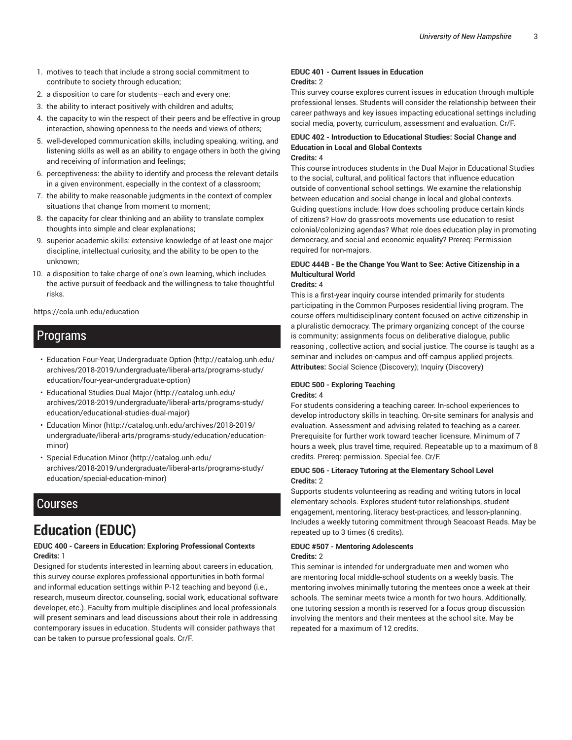1. motives to teach that include a strong social commitment to contribute to society through education;
2. a disposition to care for students—each and every one;
3. the ability to interact positively with children and adults;
4. the capacity to win the respect of their peers and be effective in group interaction, showing openness to the needs and views of others;
5. well-developed communication skills, including speaking, writing, and listening skills as well as an ability to engage others in both the giving and receiving of information and feelings;
6. perceptiveness: the ability to identify and process the relevant details in a given environment, especially in the context of a classroom;
7. the ability to make reasonable judgments in the context of complex situations that change from moment to moment;
8. the capacity for clear thinking and an ability to translate complex thoughts into simple and clear explanations;
9. superior academic skills: extensive knowledge of at least one major discipline, intellectual curiosity, and the ability to be open to the unknown;
10. a disposition to take charge of one's own learning, which includes the active pursuit of feedback and the willingness to take thoughtful risks.

https://cola.unh.edu/education

## Programs

- Education Four-Year, Undergraduate Option (http://catalog.unh.edu/archives/2018-2019/undergraduate/liberal-arts/programs-study/education/four-year-undergraduate-option)
- Educational Studies Dual Major (http://catalog.unh.edu/archives/2018-2019/undergraduate/liberal-arts/programs-study/education/educational-studies-dual-major)
- Education Minor (http://catalog.unh.edu/archives/2018-2019/undergraduate/liberal-arts/programs-study/education/education-minor)
- Special Education Minor (http://catalog.unh.edu/archives/2018-2019/undergraduate/liberal-arts/programs-study/education/special-education-minor)

## Courses

# Education (EDUC)

**EDUC 400 - Careers in Education: Exploring Professional Contexts**
**Credits:** 1

Designed for students interested in learning about careers in education, this survey course explores professional opportunities in both formal and informal education settings within P-12 teaching and beyond (i.e., research, museum director, counseling, social work, educational software developer, etc.). Faculty from multiple disciplines and local professionals will present seminars and lead discussions about their role in addressing contemporary issues in education. Students will consider pathways that can be taken to pursue professional goals. Cr/F.

**EDUC 401 - Current Issues in Education**
**Credits:** 2

This survey course explores current issues in education through multiple professional lenses. Students will consider the relationship between their career pathways and key issues impacting educational settings including social media, poverty, curriculum, assessment and evaluation. Cr/F.

**EDUC 402 - Introduction to Educational Studies: Social Change and Education in Local and Global Contexts**
**Credits:** 4

This course introduces students in the Dual Major in Educational Studies to the social, cultural, and political factors that influence education outside of conventional school settings. We examine the relationship between education and social change in local and global contexts. Guiding questions include: How does schooling produce certain kinds of citizens? How do grassroots movements use education to resist colonial/colonizing agendas? What role does education play in promoting democracy, and social and economic equality? Prereq: Permission required for non-majors.

**EDUC 444B - Be the Change You Want to See: Active Citizenship in a Multicultural World**
**Credits:** 4

This is a first-year inquiry course intended primarily for students participating in the Common Purposes residential living program. The course offers multidisciplinary content focused on active citizenship in a pluralistic democracy. The primary organizing concept of the course is community; assignments focus on deliberative dialogue, public reasoning , collective action, and social justice. The course is taught as a seminar and includes on-campus and off-campus applied projects.
**Attributes:** Social Science (Discovery); Inquiry (Discovery)

**EDUC 500 - Exploring Teaching**
**Credits:** 4

For students considering a teaching career. In-school experiences to develop introductory skills in teaching. On-site seminars for analysis and evaluation. Assessment and advising related to teaching as a career. Prerequisite for further work toward teacher licensure. Minimum of 7 hours a week, plus travel time, required. Repeatable up to a maximum of 8 credits. Prereq: permission. Special fee. Cr/F.

**EDUC 506 - Literacy Tutoring at the Elementary School Level**
**Credits:** 2

Supports students volunteering as reading and writing tutors in local elementary schools. Explores student-tutor relationships, student engagement, mentoring, literacy best-practices, and lesson-planning. Includes a weekly tutoring commitment through Seacoast Reads. May be repeated up to 3 times (6 credits).

**EDUC #507 - Mentoring Adolescents**
**Credits:** 2

This seminar is intended for undergraduate men and women who are mentoring local middle-school students on a weekly basis. The mentoring involves minimally tutoring the mentees once a week at their schools. The seminar meets twice a month for two hours. Additionally, one tutoring session a month is reserved for a focus group discussion involving the mentors and their mentees at the school site. May be repeated for a maximum of 12 credits.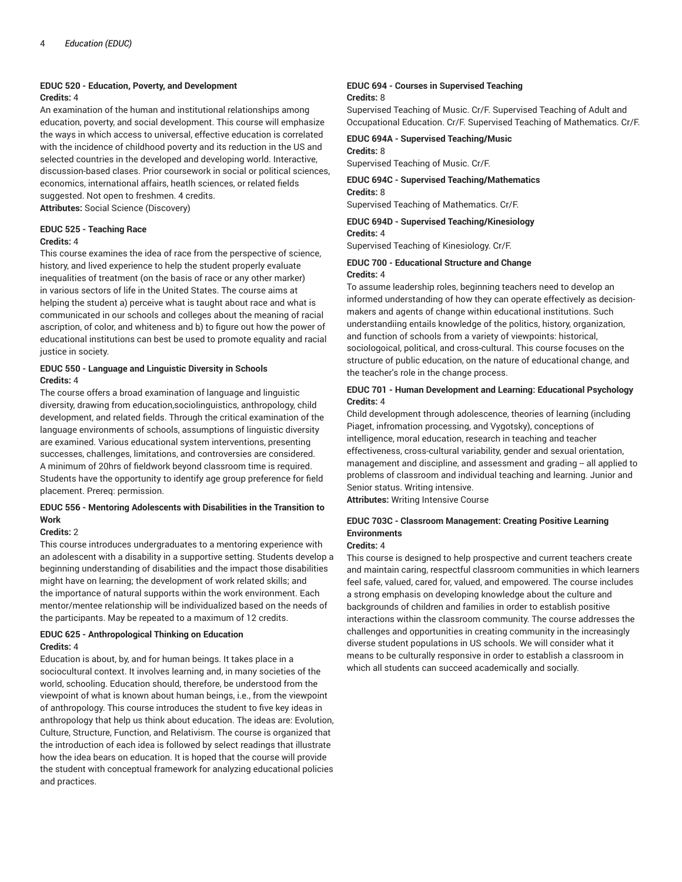### EDUC 520 - Education, Poverty, and Development

**Credits:** 4

An examination of the human and institutional relationships among education, poverty, and social development. This course will emphasize the ways in which access to universal, effective education is correlated with the incidence of childhood poverty and its reduction in the US and selected countries in the developed and developing world. Interactive, discussion-based clases. Prior coursework in social or political sciences, economics, international affairs, heatlh sciences, or related fields suggested. Not open to freshmen. 4 credits.

**Attributes:** Social Science (Discovery)

### EDUC 525 - Teaching Race

**Credits:** 4

This course examines the idea of race from the perspective of science, history, and lived experience to help the student properly evaluate inequalities of treatment (on the basis of race or any other marker) in various sectors of life in the United States. The course aims at helping the student a) perceive what is taught about race and what is communicated in our schools and colleges about the meaning of racial ascription, of color, and whiteness and b) to figure out how the power of educational institutions can best be used to promote equality and racial justice in society.

### EDUC 550 - Language and Linguistic Diversity in Schools

**Credits:** 4

The course offers a broad examination of language and linguistic diversity, drawing from education,sociolinguistics, anthropology, child development, and related fields. Through the critical examination of the language environments of schools, assumptions of linguistic diversity are examined. Various educational system interventions, presenting successes, challenges, limitations, and controversies are considered. A minimum of 20hrs of fieldwork beyond classroom time is required. Students have the opportunity to identify age group preference for field placement. Prereq: permission.

### EDUC 556 - Mentoring Adolescents with Disabilities in the Transition to Work

**Credits:** 2

This course introduces undergraduates to a mentoring experience with an adolescent with a disability in a supportive setting. Students develop a beginning understanding of disabilities and the impact those disabilities might have on learning; the development of work related skills; and the importance of natural supports within the work environment. Each mentor/mentee relationship will be individualized based on the needs of the participants. May be repeated to a maximum of 12 credits.

### EDUC 625 - Anthropological Thinking on Education

**Credits:** 4

Education is about, by, and for human beings. It takes place in a sociocultural context. It involves learning and, in many societies of the world, schooling. Education should, therefore, be understood from the viewpoint of what is known about human beings, i.e., from the viewpoint of anthropology. This course introduces the student to five key ideas in anthropology that help us think about education. The ideas are: Evolution, Culture, Structure, Function, and Relativism. The course is organized that the introduction of each idea is followed by select readings that illustrate how the idea bears on education. It is hoped that the course will provide the student with conceptual framework for analyzing educational policies and practices.

### EDUC 694 - Courses in Supervised Teaching

**Credits:** 8

Supervised Teaching of Music. Cr/F. Supervised Teaching of Adult and Occupational Education. Cr/F. Supervised Teaching of Mathematics. Cr/F.

### EDUC 694A - Supervised Teaching/Music

**Credits:** 8

Supervised Teaching of Music. Cr/F.

### EDUC 694C - Supervised Teaching/Mathematics

**Credits:** 8

Supervised Teaching of Mathematics. Cr/F.

### EDUC 694D - Supervised Teaching/Kinesiology

**Credits:** 4

Supervised Teaching of Kinesiology. Cr/F.

### EDUC 700 - Educational Structure and Change

**Credits:** 4

To assume leadership roles, beginning teachers need to develop an informed understanding of how they can operate effectively as decision-makers and agents of change within educational institutions. Such understandiing entails knowledge of the politics, history, organization, and function of schools from a variety of viewpoints: historical, sociologoical, political, and cross-cultural. This course focuses on the structure of public education, on the nature of educational change, and the teacher's role in the change process.

### EDUC 701 - Human Development and Learning: Educational Psychology

**Credits:** 4

Child development through adolescence, theories of learning (including Piaget, infromation processing, and Vygotsky), conceptions of intelligence, moral education, research in teaching and teacher effectiveness, cross-cultural variability, gender and sexual orientation, management and discipline, and assessment and grading -- all applied to problems of classroom and individual teaching and learning. Junior and Senior status. Writing intensive.

**Attributes:** Writing Intensive Course

### EDUC 703C - Classroom Management: Creating Positive Learning Environments

**Credits:** 4

This course is designed to help prospective and current teachers create and maintain caring, respectful classroom communities in which learners feel safe, valued, cared for, valued, and empowered. The course includes a strong emphasis on developing knowledge about the culture and backgrounds of children and families in order to establish positive interactions within the classroom community. The course addresses the challenges and opportunities in creating community in the increasingly diverse student populations in US schools. We will consider what it means to be culturally responsive in order to establish a classroom in which all students can succeed academically and socially.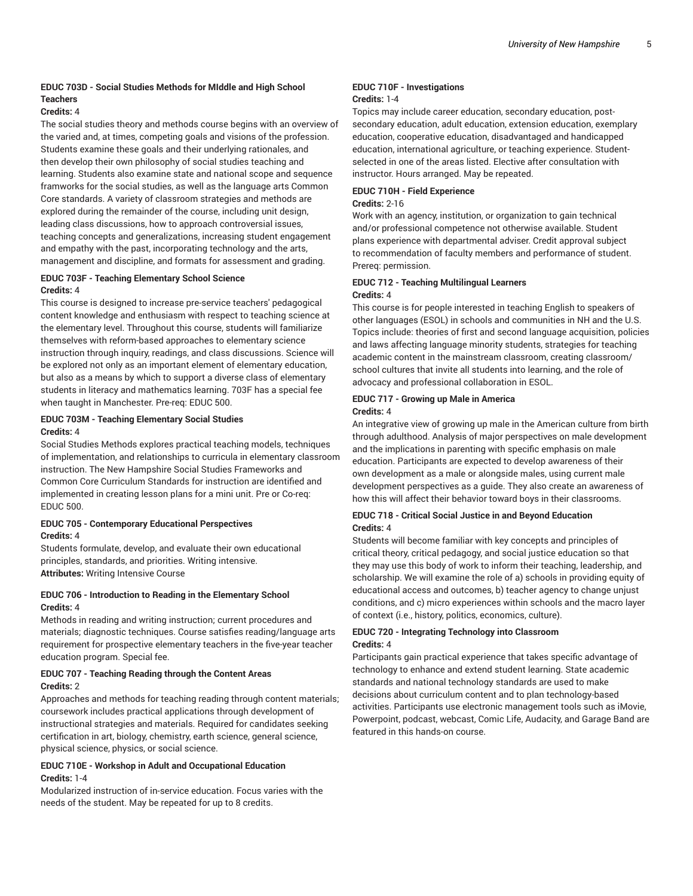**EDUC 703D - Social Studies Methods for MIddle and High School Teachers**

**Credits:** 4

The social studies theory and methods course begins with an overview of the varied and, at times, competing goals and visions of the profession. Students examine these goals and their underlying rationales, and then develop their own philosophy of social studies teaching and learning. Students also examine state and national scope and sequence framworks for the social studies, as well as the language arts Common Core standards. A variety of classroom strategies and methods are explored during the remainder of the course, including unit design, leading class discussions, how to approach controversial issues, teaching concepts and generalizations, increasing student engagement and empathy with the past, incorporating technology and the arts, management and discipline, and formats for assessment and grading.

**EDUC 703F - Teaching Elementary School Science**

**Credits:** 4

This course is designed to increase pre-service teachers' pedagogical content knowledge and enthusiasm with respect to teaching science at the elementary level. Throughout this course, students will familiarize themselves with reform-based approaches to elementary science instruction through inquiry, readings, and class discussions. Science will be explored not only as an important element of elementary education, but also as a means by which to support a diverse class of elementary students in literacy and mathematics learning. 703F has a special fee when taught in Manchester. Pre-req: EDUC 500.

**EDUC 703M - Teaching Elementary Social Studies**

**Credits:** 4

Social Studies Methods explores practical teaching models, techniques of implementation, and relationships to curricula in elementary classroom instruction. The New Hampshire Social Studies Frameworks and Common Core Curriculum Standards for instruction are identified and implemented in creating lesson plans for a mini unit. Pre or Co-req: EDUC 500.

**EDUC 705 - Contemporary Educational Perspectives**

**Credits:** 4

Students formulate, develop, and evaluate their own educational principles, standards, and priorities. Writing intensive.

**Attributes:** Writing Intensive Course

**EDUC 706 - Introduction to Reading in the Elementary School**

**Credits:** 4

Methods in reading and writing instruction; current procedures and materials; diagnostic techniques. Course satisfies reading/language arts requirement for prospective elementary teachers in the five-year teacher education program. Special fee.

**EDUC 707 - Teaching Reading through the Content Areas**

**Credits:** 2

Approaches and methods for teaching reading through content materials; coursework includes practical applications through development of instructional strategies and materials. Required for candidates seeking certification in art, biology, chemistry, earth science, general science, physical science, physics, or social science.

**EDUC 710E - Workshop in Adult and Occupational Education**

**Credits:** 1-4

Modularized instruction of in-service education. Focus varies with the needs of the student. May be repeated for up to 8 credits.

**EDUC 710F - Investigations**

**Credits:** 1-4

Topics may include career education, secondary education, post-secondary education, adult education, extension education, exemplary education, cooperative education, disadvantaged and handicapped education, international agriculture, or teaching experience. Student-selected in one of the areas listed. Elective after consultation with instructor. Hours arranged. May be repeated.

**EDUC 710H - Field Experience**

**Credits:** 2-16

Work with an agency, institution, or organization to gain technical and/or professional competence not otherwise available. Student plans experience with departmental adviser. Credit approval subject to recommendation of faculty members and performance of student. Prereq: permission.

**EDUC 712 - Teaching Multilingual Learners**

**Credits:** 4

This course is for people interested in teaching English to speakers of other languages (ESOL) in schools and communities in NH and the U.S. Topics include: theories of first and second language acquisition, policies and laws affecting language minority students, strategies for teaching academic content in the mainstream classroom, creating classroom/school cultures that invite all students into learning, and the role of advocacy and professional collaboration in ESOL.

**EDUC 717 - Growing up Male in America**

**Credits:** 4

An integrative view of growing up male in the American culture from birth through adulthood. Analysis of major perspectives on male development and the implications in parenting with specific emphasis on male education. Participants are expected to develop awareness of their own development as a male or alongside males, using current male development perspectives as a guide. They also create an awareness of how this will affect their behavior toward boys in their classrooms.

**EDUC 718 - Critical Social Justice in and Beyond Education**

**Credits:** 4

Students will become familiar with key concepts and principles of critical theory, critical pedagogy, and social justice education so that they may use this body of work to inform their teaching, leadership, and scholarship. We will examine the role of a) schools in providing equity of educational access and outcomes, b) teacher agency to change unjust conditions, and c) micro experiences within schools and the macro layer of context (i.e., history, politics, economics, culture).

**EDUC 720 - Integrating Technology into Classroom**

**Credits:** 4

Participants gain practical experience that takes specific advantage of technology to enhance and extend student learning. State academic standards and national technology standards are used to make decisions about curriculum content and to plan technology-based activities. Participants use electronic management tools such as iMovie, Powerpoint, podcast, webcast, Comic Life, Audacity, and Garage Band are featured in this hands-on course.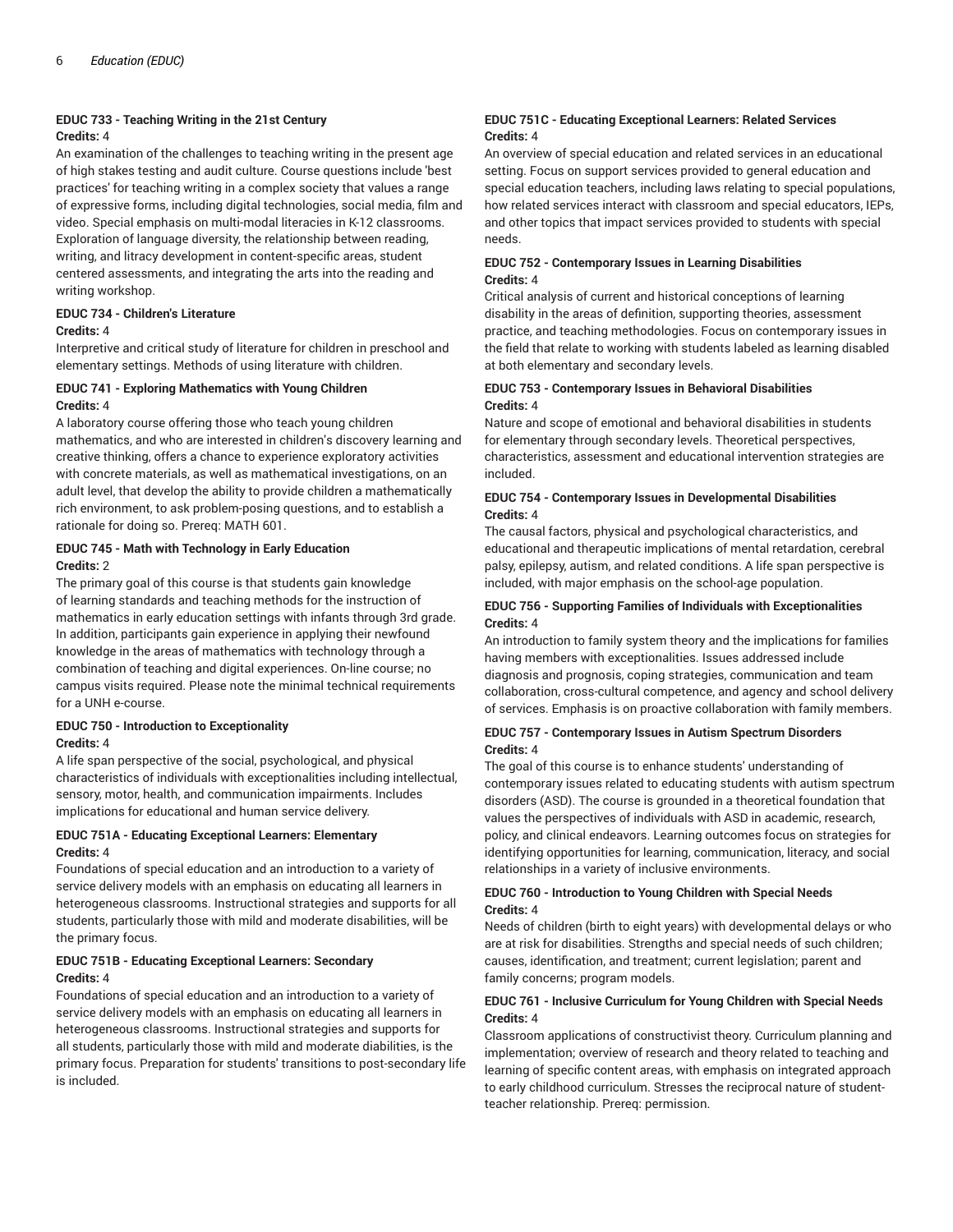#### EDUC 733 - Teaching Writing in the 21st Century

**Credits:** 4

An examination of the challenges to teaching writing in the present age of high stakes testing and audit culture. Course questions include 'best practices' for teaching writing in a complex society that values a range of expressive forms, including digital technologies, social media, film and video. Special emphasis on multi-modal literacies in K-12 classrooms. Exploration of language diversity, the relationship between reading, writing, and litracy development in content-specific areas, student centered assessments, and integrating the arts into the reading and writing workshop.

#### EDUC 734 - Children's Literature

**Credits:** 4

Interpretive and critical study of literature for children in preschool and elementary settings. Methods of using literature with children.

#### EDUC 741 - Exploring Mathematics with Young Children

**Credits:** 4

A laboratory course offering those who teach young children mathematics, and who are interested in children's discovery learning and creative thinking, offers a chance to experience exploratory activities with concrete materials, as well as mathematical investigations, on an adult level, that develop the ability to provide children a mathematically rich environment, to ask problem-posing questions, and to establish a rationale for doing so. Prereq: MATH 601.

#### EDUC 745 - Math with Technology in Early Education

**Credits:** 2

The primary goal of this course is that students gain knowledge of learning standards and teaching methods for the instruction of mathematics in early education settings with infants through 3rd grade. In addition, participants gain experience in applying their newfound knowledge in the areas of mathematics with technology through a combination of teaching and digital experiences. On-line course; no campus visits required. Please note the minimal technical requirements for a UNH e-course.

#### EDUC 750 - Introduction to Exceptionality

**Credits:** 4

A life span perspective of the social, psychological, and physical characteristics of individuals with exceptionalities including intellectual, sensory, motor, health, and communication impairments. Includes implications for educational and human service delivery.

#### EDUC 751A - Educating Exceptional Learners: Elementary

**Credits:** 4

Foundations of special education and an introduction to a variety of service delivery models with an emphasis on educating all learners in heterogeneous classrooms. Instructional strategies and supports for all students, particularly those with mild and moderate disabilities, will be the primary focus.

#### EDUC 751B - Educating Exceptional Learners: Secondary

**Credits:** 4

Foundations of special education and an introduction to a variety of service delivery models with an emphasis on educating all learners in heterogeneous classrooms. Instructional strategies and supports for all students, particularly those with mild and moderate diabilities, is the primary focus. Preparation for students' transitions to post-secondary life is included.

#### EDUC 751C - Educating Exceptional Learners: Related Services

**Credits:** 4

An overview of special education and related services in an educational setting. Focus on support services provided to general education and special education teachers, including laws relating to special populations, how related services interact with classroom and special educators, IEPs, and other topics that impact services provided to students with special needs.

#### EDUC 752 - Contemporary Issues in Learning Disabilities

**Credits:** 4

Critical analysis of current and historical conceptions of learning disability in the areas of definition, supporting theories, assessment practice, and teaching methodologies. Focus on contemporary issues in the field that relate to working with students labeled as learning disabled at both elementary and secondary levels.

#### EDUC 753 - Contemporary Issues in Behavioral Disabilities

**Credits:** 4

Nature and scope of emotional and behavioral disabilities in students for elementary through secondary levels. Theoretical perspectives, characteristics, assessment and educational intervention strategies are included.

#### EDUC 754 - Contemporary Issues in Developmental Disabilities

**Credits:** 4

The causal factors, physical and psychological characteristics, and educational and therapeutic implications of mental retardation, cerebral palsy, epilepsy, autism, and related conditions. A life span perspective is included, with major emphasis on the school-age population.

#### EDUC 756 - Supporting Families of Individuals with Exceptionalities

**Credits:** 4

An introduction to family system theory and the implications for families having members with exceptionalities. Issues addressed include diagnosis and prognosis, coping strategies, communication and team collaboration, cross-cultural competence, and agency and school delivery of services. Emphasis is on proactive collaboration with family members.

#### EDUC 757 - Contemporary Issues in Autism Spectrum Disorders

**Credits:** 4

The goal of this course is to enhance students' understanding of contemporary issues related to educating students with autism spectrum disorders (ASD). The course is grounded in a theoretical foundation that values the perspectives of individuals with ASD in academic, research, policy, and clinical endeavors. Learning outcomes focus on strategies for identifying opportunities for learning, communication, literacy, and social relationships in a variety of inclusive environments.

#### EDUC 760 - Introduction to Young Children with Special Needs

**Credits:** 4

Needs of children (birth to eight years) with developmental delays or who are at risk for disabilities. Strengths and special needs of such children; causes, identification, and treatment; current legislation; parent and family concerns; program models.

#### EDUC 761 - Inclusive Curriculum for Young Children with Special Needs

**Credits:** 4

Classroom applications of constructivist theory. Curriculum planning and implementation; overview of research and theory related to teaching and learning of specific content areas, with emphasis on integrated approach to early childhood curriculum. Stresses the reciprocal nature of student-teacher relationship. Prereq: permission.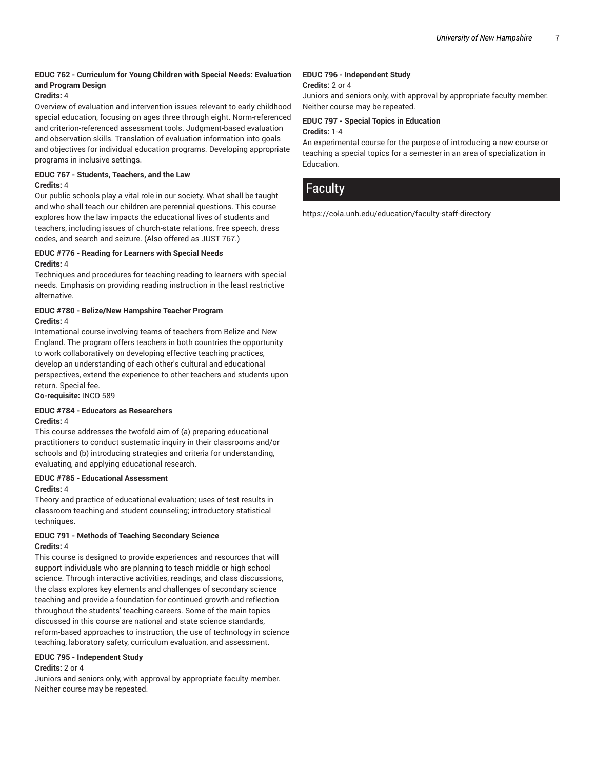**EDUC 762 - Curriculum for Young Children with Special Needs: Evaluation and Program Design**
**Credits:** 4
Overview of evaluation and intervention issues relevant to early childhood special education, focusing on ages three through eight. Norm-referenced and criterion-referenced assessment tools. Judgment-based evaluation and observation skills. Translation of evaluation information into goals and objectives for individual education programs. Developing appropriate programs in inclusive settings.

**EDUC 767 - Students, Teachers, and the Law**
**Credits:** 4
Our public schools play a vital role in our society. What shall be taught and who shall teach our children are perennial questions. This course explores how the law impacts the educational lives of students and teachers, including issues of church-state relations, free speech, dress codes, and search and seizure. (Also offered as JUST 767.)

**EDUC #776 - Reading for Learners with Special Needs**
**Credits:** 4
Techniques and procedures for teaching reading to learners with special needs. Emphasis on providing reading instruction in the least restrictive alternative.

**EDUC #780 - Belize/New Hampshire Teacher Program**
**Credits:** 4
International course involving teams of teachers from Belize and New England. The program offers teachers in both countries the opportunity to work collaboratively on developing effective teaching practices, develop an understanding of each other's cultural and educational perspectives, extend the experience to other teachers and students upon return. Special fee.
**Co-requisite:** INCO 589

**EDUC #784 - Educators as Researchers**
**Credits:** 4
This course addresses the twofold aim of (a) preparing educational practitioners to conduct sustematic inquiry in their classrooms and/or schools and (b) introducing strategies and criteria for understanding, evaluating, and applying educational research.

**EDUC #785 - Educational Assessment**
**Credits:** 4
Theory and practice of educational evaluation; uses of test results in classroom teaching and student counseling; introductory statistical techniques.

**EDUC 791 - Methods of Teaching Secondary Science**
**Credits:** 4
This course is designed to provide experiences and resources that will support individuals who are planning to teach middle or high school science. Through interactive activities, readings, and class discussions, the class explores key elements and challenges of secondary science teaching and provide a foundation for continued growth and reflection throughout the students' teaching careers. Some of the main topics discussed in this course are national and state science standards, reform-based approaches to instruction, the use of technology in science teaching, laboratory safety, curriculum evaluation, and assessment.

**EDUC 795 - Independent Study**
**Credits:** 2 or 4
Juniors and seniors only, with approval by appropriate faculty member. Neither course may be repeated.

**EDUC 796 - Independent Study**
**Credits:** 2 or 4
Juniors and seniors only, with approval by appropriate faculty member. Neither course may be repeated.

**EDUC 797 - Special Topics in Education**
**Credits:** 1-4
An experimental course for the purpose of introducing a new course or teaching a special topics for a semester in an area of specialization in Education.

## Faculty

https://cola.unh.edu/education/faculty-staff-directory